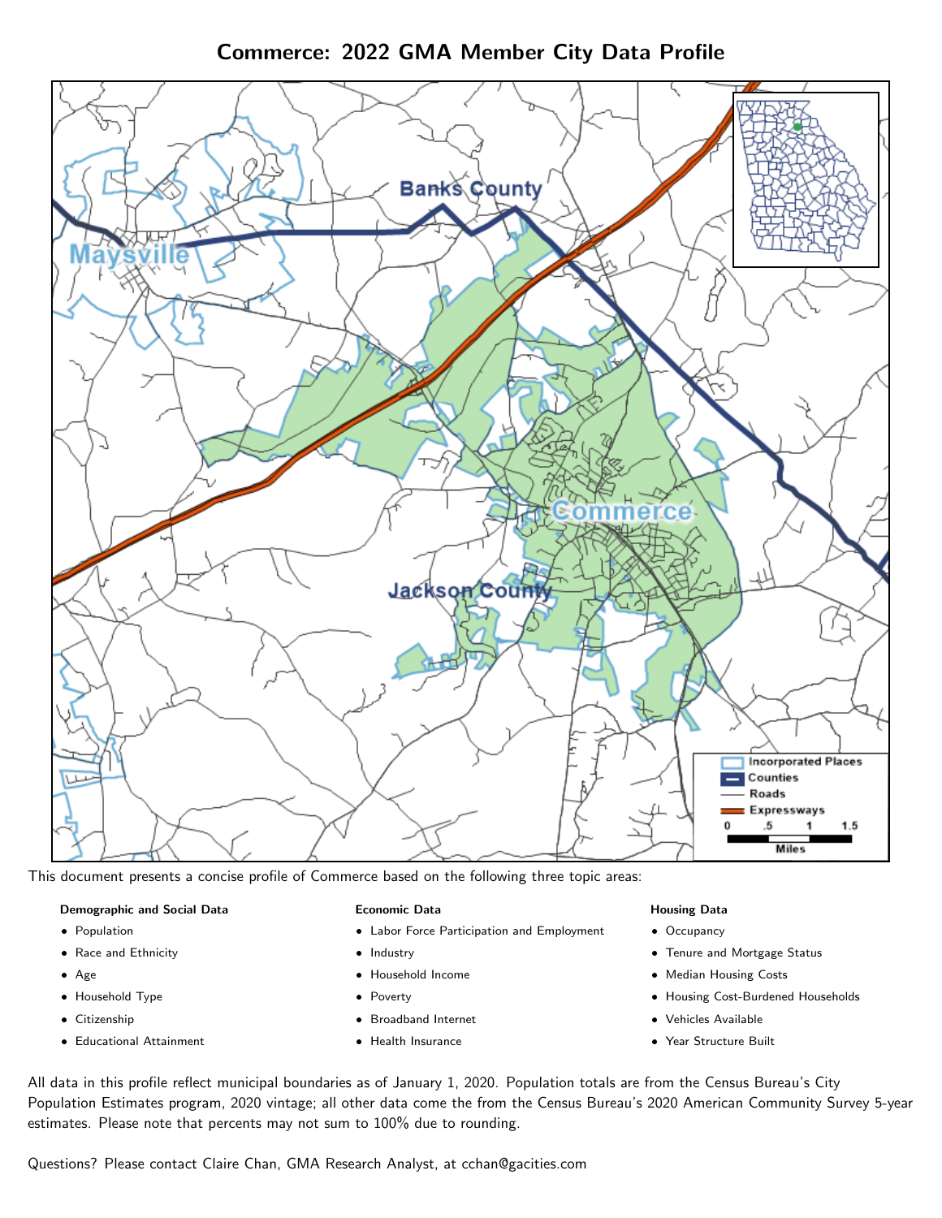# Commerce: 2022 GMA Member City Data Profile

This document presents a concise profile of Commerce based on the following three topic areas:

**Demographic and Social Data**

- Population
- Race and Ethnicity
- Age
- Household Type
- Citizenship
- Educational Attainment

**Economic Data**

- Labor Force Participation and Employment
- Industry
- Household Income
- Poverty
- Broadband Internet
- Health Insurance

**Housing Data**

- Occupancy
- Tenure and Mortgage Status
- Median Housing Costs
- Housing Cost-Burdened Households
- Vehicles Available
- Year Structure Built

All data in this profile reflect municipal boundaries as of January 1, 2020. Population totals are from the Census Bureau's City Population Estimates program, 2020 vintage; all other data come the from the Census Bureau's 2020 American Community Survey 5-year estimates. Please note that percents may not sum to 100% due to rounding.

Questions? Please contact Claire Chan, GMA Research Analyst, at cchan@gacities.com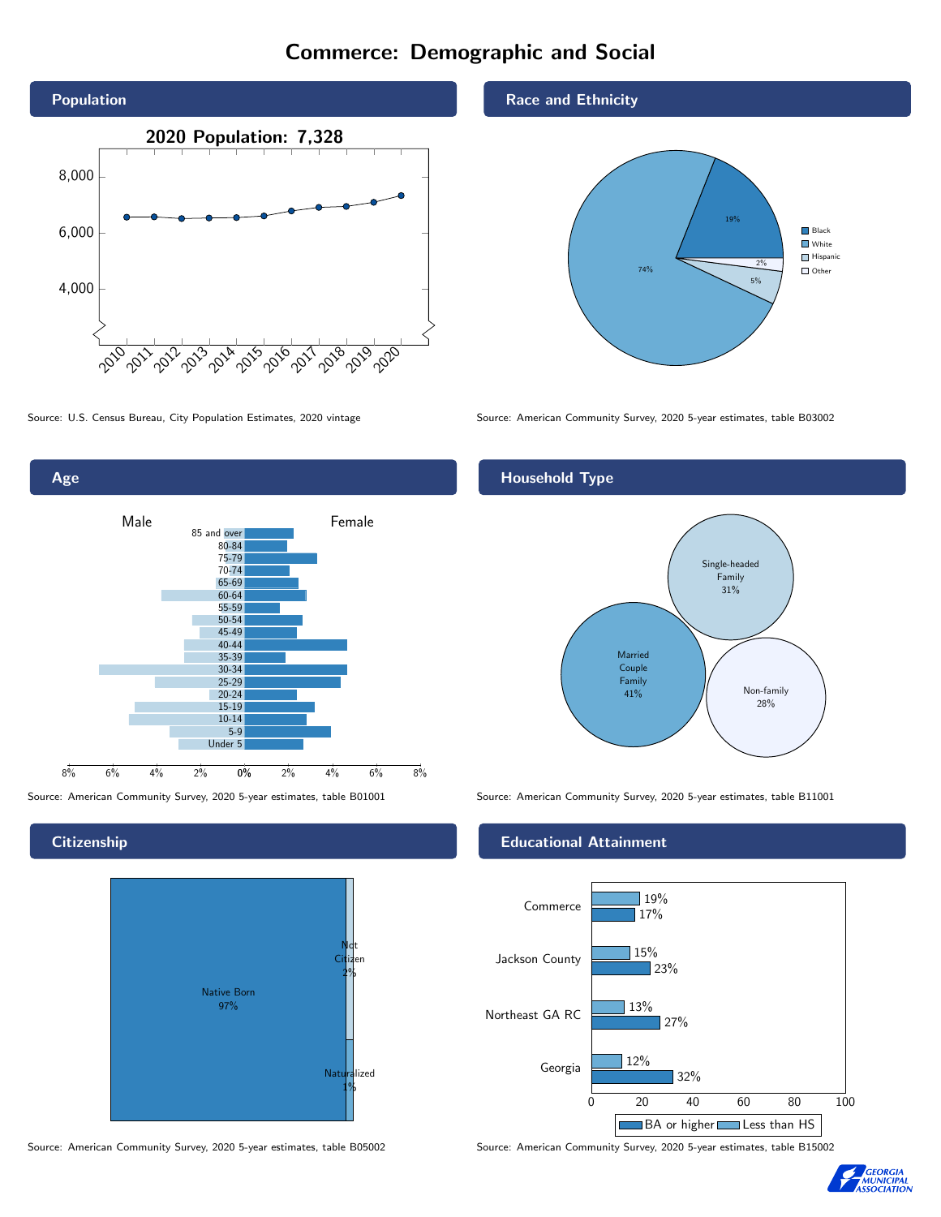# Commerce: Demographic and Social

## Population

2020 Population: 7,328

Source: U.S. Census Bureau, City Population Estimates, 2020 vintage

## Race and Ethnicity

| Race/Ethnicity | Percent |
|---|---|
| Black | 19% |
| White | 74% |
| Hispanic | 5% |
| Other | 2% |

Source: American Community Survey, 2020 5-year estimates, table B03002

## Age

Source: American Community Survey, 2020 5-year estimates, table B01001

## Household Type

| Household Type | Percent |
|---|---|
| Married Couple Family | 41% |
| Single-headed Family | 31% |
| Non-family | 28% |

Source: American Community Survey, 2020 5-year estimates, table B11001

## Citizenship

| Citizenship | Percent |
|---|---|
| Native Born | 97% |
| Not Citizen | 2% |
| Naturalized | 1% |

Source: American Community Survey, 2020 5-year estimates, table B05002

## Educational Attainment

| | Less than HS | BA or higher |
|---|---|---|
| Commerce | 19% | 17% |
| Jackson County | 15% | 23% |
| Northeast GA RC | 13% | 27% |
| Georgia | 12% | 32% |

Source: American Community Survey, 2020 5-year estimates, table B15002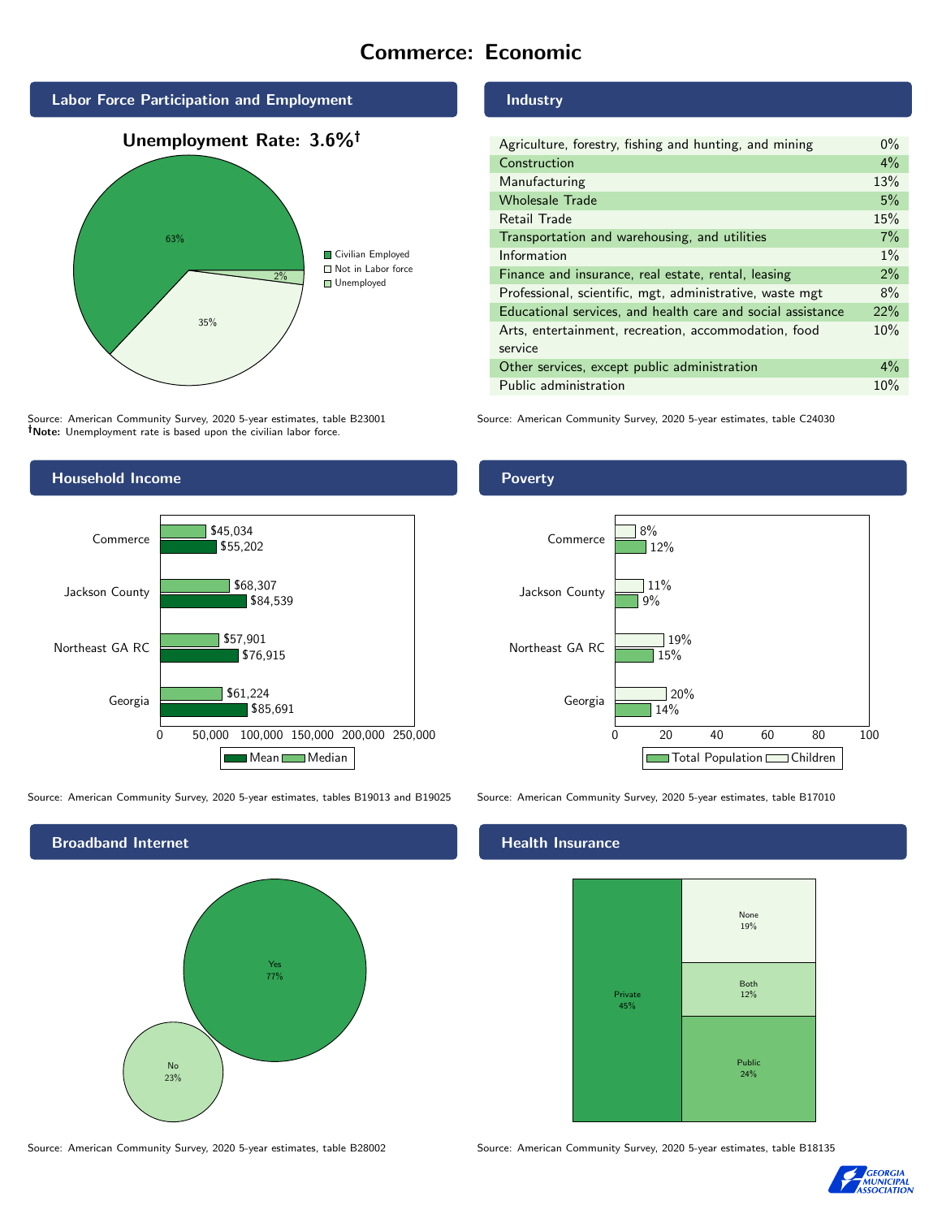# Commerce: Economic

## Labor Force Participation and Employment

**Unemployment Rate: 3.6%†**

| Category | Percent |
|---|---|
| Civilian Employed | 63% |
| Not in Labor force | 35% |
| Unemployed | 2% |

Source: American Community Survey, 2020 5-year estimates, table B23001
**†Note:** Unemployment rate is based upon the civilian labor force.

## Industry

| Industry | Percent |
|---|---|
| Agriculture, forestry, fishing and hunting, and mining | 0% |
| Construction | 4% |
| Manufacturing | 13% |
| Wholesale Trade | 5% |
| Retail Trade | 15% |
| Transportation and warehousing, and utilities | 7% |
| Information | 1% |
| Finance and insurance, real estate, rental, leasing | 2% |
| Professional, scientific, mgt, administrative, waste mgt | 8% |
| Educational services, and health care and social assistance | 22% |
| Arts, entertainment, recreation, accommodation, food service | 10% |
| Other services, except public administration | 4% |
| Public administration | 10% |

Source: American Community Survey, 2020 5-year estimates, table C24030

## Household Income

| Area | Median | Mean |
|---|---|---|
| Commerce | $45,034 | $55,202 |
| Jackson County | $68,307 | $84,539 |
| Northeast GA RC | $57,901 | $76,915 |
| Georgia | $61,224 | $85,691 |

Source: American Community Survey, 2020 5-year estimates, tables B19013 and B19025

## Poverty

| Area | Children | Total Population |
|---|---|---|
| Commerce | 8% | 12% |
| Jackson County | 11% | 9% |
| Northeast GA RC | 19% | 15% |
| Georgia | 20% | 14% |

Source: American Community Survey, 2020 5-year estimates, table B17010

## Broadband Internet

| Response | Percent |
|---|---|
| Yes | 77% |
| No | 23% |

Source: American Community Survey, 2020 5-year estimates, table B28002

## Health Insurance

| Type | Percent |
|---|---|
| Private | 45% |
| None | 19% |
| Both | 12% |
| Public | 24% |

Source: American Community Survey, 2020 5-year estimates, table B18135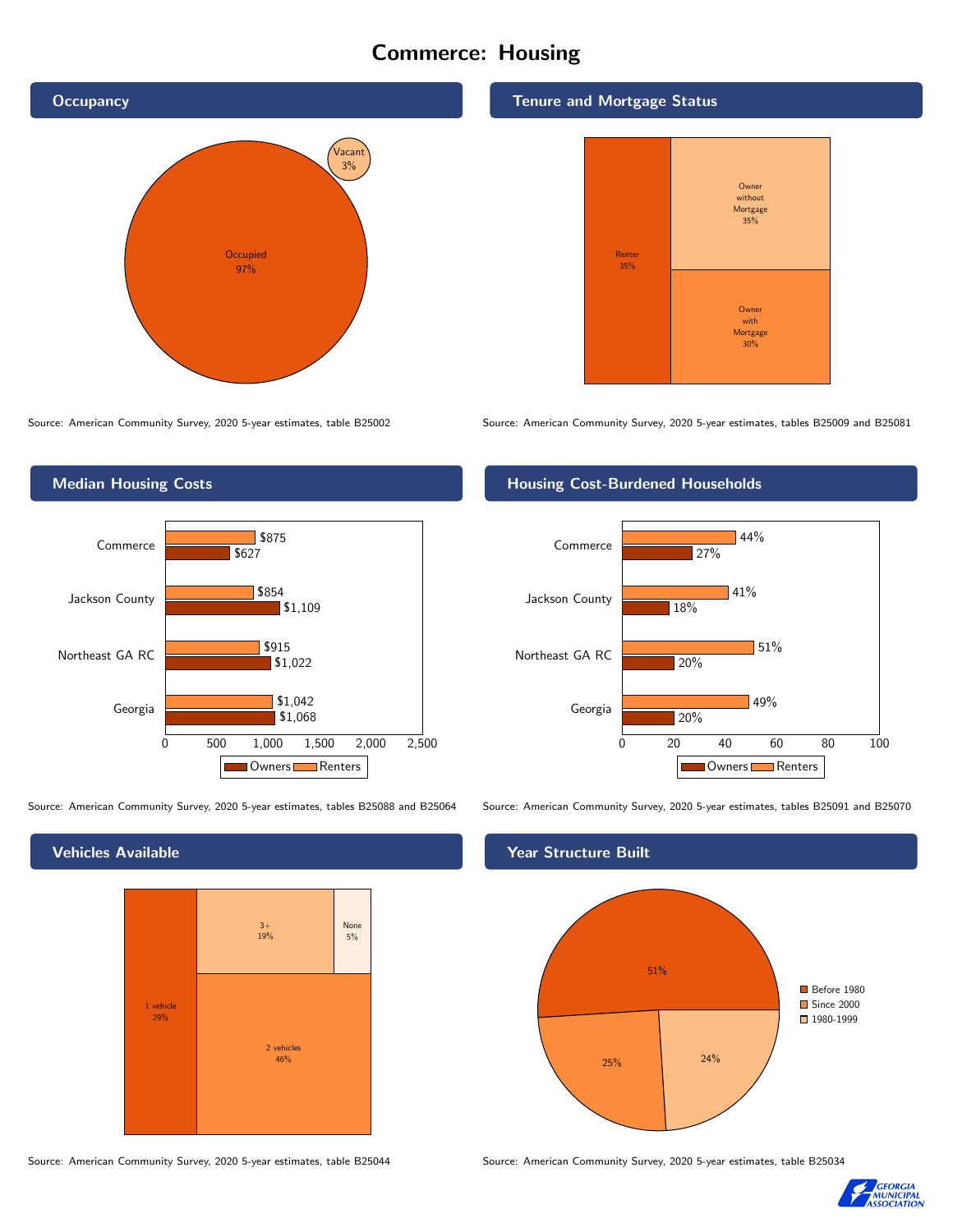# Commerce: Housing

## Occupancy

Vacant
3%

Occupied
97%

Source: American Community Survey, 2020 5-year estimates, table B25002

## Tenure and Mortgage Status

Renter
35%

Owner
without
Mortgage
35%

Owner
with
Mortgage
30%

Source: American Community Survey, 2020 5-year estimates, tables B25009 and B25081

## Median Housing Costs

Commerce
$875
$627

Jackson County
$854
$1,109

Northeast GA RC
$915
$1,022

Georgia
$1,042
$1,068

0 500 1,000 1,500 2,000 2,500

Owners Renters

Source: American Community Survey, 2020 5-year estimates, tables B25088 and B25064

## Housing Cost-Burdened Households

Commerce
44%
27%

Jackson County
41%
18%

Northeast GA RC
51%
20%

Georgia
49%
20%

0 20 40 60 80 100

Owners Renters

Source: American Community Survey, 2020 5-year estimates, tables B25091 and B25070

## Vehicles Available

1 vehicle
29%

3+
19%

None
5%

2 vehicles
46%

Source: American Community Survey, 2020 5-year estimates, table B25044

## Year Structure Built

51%

25%

24%

Before 1980
Since 2000
1980-1999

Source: American Community Survey, 2020 5-year estimates, table B25034